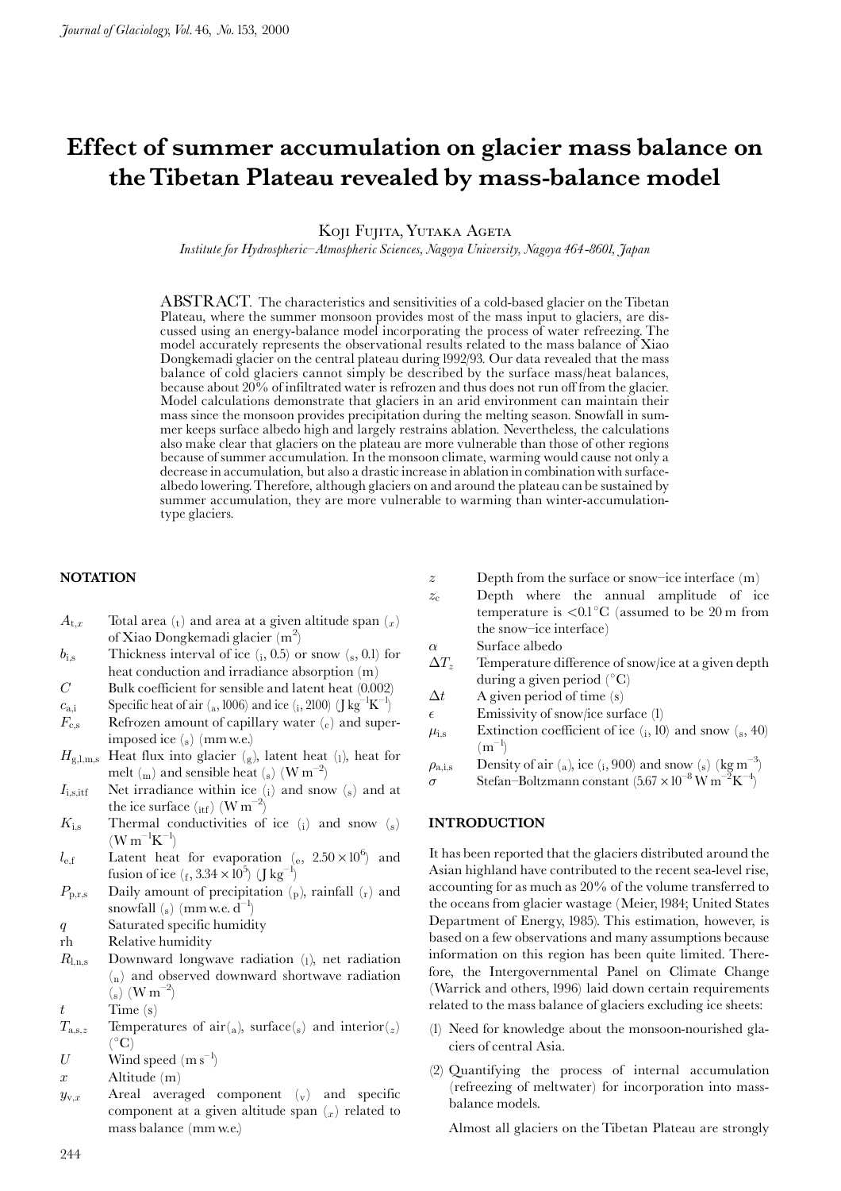# Effect of summer accumulation on glacier mass balance on the Tibetan Plateau revealed by mass-balance model

Koji Fujita, Yutaka Ageta

*Institute for Hydrospheric–Atmospheric Sciences, Nagoya University, Nagoya 464-8601, Japan*

ABSTRACT. The characteristics and sensitivities of a cold-based glacier on the Tibetan Plateau, where the summer monsoon provides most of the mass input to glaciers, are discussed using an energy-balance model incorporating the process of water refreezing. The model accurately represents the observational results related to the mass balance of Xiao Dongkemadi glacier on the central plateau during 1992/93. Our data revealed that the mass balance of cold glaciers cannot simply be described by the surface mass/heat balances, because about 20% of infiltrated water is refrozen and thus does not run off from the glacier. Model calculations demonstrate that glaciers in an arid environment can maintain their mass since the monsoon provides precipitation during the melting season. Snowfall in summer keeps surface albedo high and largely restrains ablation. Nevertheless, the calculations also make clear that glaciers on the plateau are more vulnerable than those of other regions because of summer accumulation. In the monsoon climate, warming would cause not only a decrease in accumulation, but also a drastic increase in ablation in combination with surface-albedo lowering. Therefore, although glaciers on and around the plateau can be sustained by summer accumulation, they are more vulnerable to warming than winter-accumulation-type glaciers.

## NOTATION

- $A_{t,x}$ Total area ($_t$) and area at a given altitude span ($_x$) of Xiao Dongkemadi glacier (m$^2$)
- $b_{i,s}$ Thickness interval of ice ($_i$, 0.5) or snow ($_s$, 0.1) for heat conduction and irradiance absorption (m)
- $C$ Bulk coefficient for sensible and latent heat (0.002)
- $c_{a,i}$ Specific heat of air ($_a$, 1006) and ice ($_i$, 2100) (J kg$^{-1}$K$^{-1}$)
- $F_{c,s}$ Refrozen amount of capillary water ($_c$) and superimposed ice ($_s$) (mm w.e.)
- $H_{g,l,m,s}$ Heat flux into glacier ($_g$), latent heat ($_l$), heat for melt ($_m$) and sensible heat ($_s$) (W m$^{-2}$)
- $I_{i,s,itf}$ Net irradiance within ice ($_i$) and snow ($_s$) and at the ice surface ($_{itf}$) (W m$^{-2}$)
- $K_{i,s}$ Thermal conductivities of ice ($_i$) and snow ($_s$) (W m$^{-1}$K$^{-1}$)
- $l_{e,f}$ Latent heat for evaporation ($_e$, $2.50 \times 10^6$) and fusion of ice ($_f$, $3.34 \times 10^5$) (J kg$^{-1}$)
- $P_{p,r,s}$ Daily amount of precipitation ($_p$), rainfall ($_r$) and snowfall ($_s$) (mm w.e. d$^{-1}$)
- $q$ Saturated specific humidity
- rh Relative humidity
- $R_{l,n,s}$ Downward longwave radiation ($_l$), net radiation ($_n$) and observed downward shortwave radiation ($_s$) (W m$^{-2}$)
- $t$ Time (s)
- $T_{a,s,z}$ Temperatures of air($_a$), surface($_s$) and interior($_z$) (°C)
- $U$ Wind speed (m s$^{-1}$)
- $x$ Altitude (m)
- $y_{v,x}$ Areal averaged component ($_v$) and specific component at a given altitude span ($_x$) related to mass balance (mm w.e.)
- $z$ Depth from the surface or snow–ice interface (m)
- $z_c$ Depth where the annual amplitude of ice temperature is <0.1°C (assumed to be 20 m from the snow–ice interface)
- $\alpha$ Surface albedo
- $\Delta T_z$ Temperature difference of snow/ice at a given depth during a given period (°C)
- $\Delta t$ A given period of time (s)
- $\epsilon$ Emissivity of snow/ice surface (1)
- $\mu_{i,s}$ Extinction coefficient of ice ($_i$, 10) and snow ($_s$, 40) (m$^{-1}$)
- $\rho_{a,i,s}$ Density of air ($_a$), ice ($_i$, 900) and snow ($_s$) (kg m$^{-3}$)
- $\sigma$ Stefan–Boltzmann constant ($5.67 \times 10^{-8}$ W m$^{-2}$K$^{-4}$)

## INTRODUCTION

It has been reported that the glaciers distributed around the Asian highland have contributed to the recent sea-level rise, accounting for as much as 20% of the volume transferred to the oceans from glacier wastage (Meier, 1984; United States Department of Energy, 1985). This estimation, however, is based on a few observations and many assumptions because information on this region has been quite limited. Therefore, the Intergovernmental Panel on Climate Change (Warrick and others, 1996) laid down certain requirements related to the mass balance of glaciers excluding ice sheets:

(1) Need for knowledge about the monsoon-nourished glaciers of central Asia.

(2) Quantifying the process of internal accumulation (refreezing of meltwater) for incorporation into mass-balance models.

Almost all glaciers on the Tibetan Plateau are strongly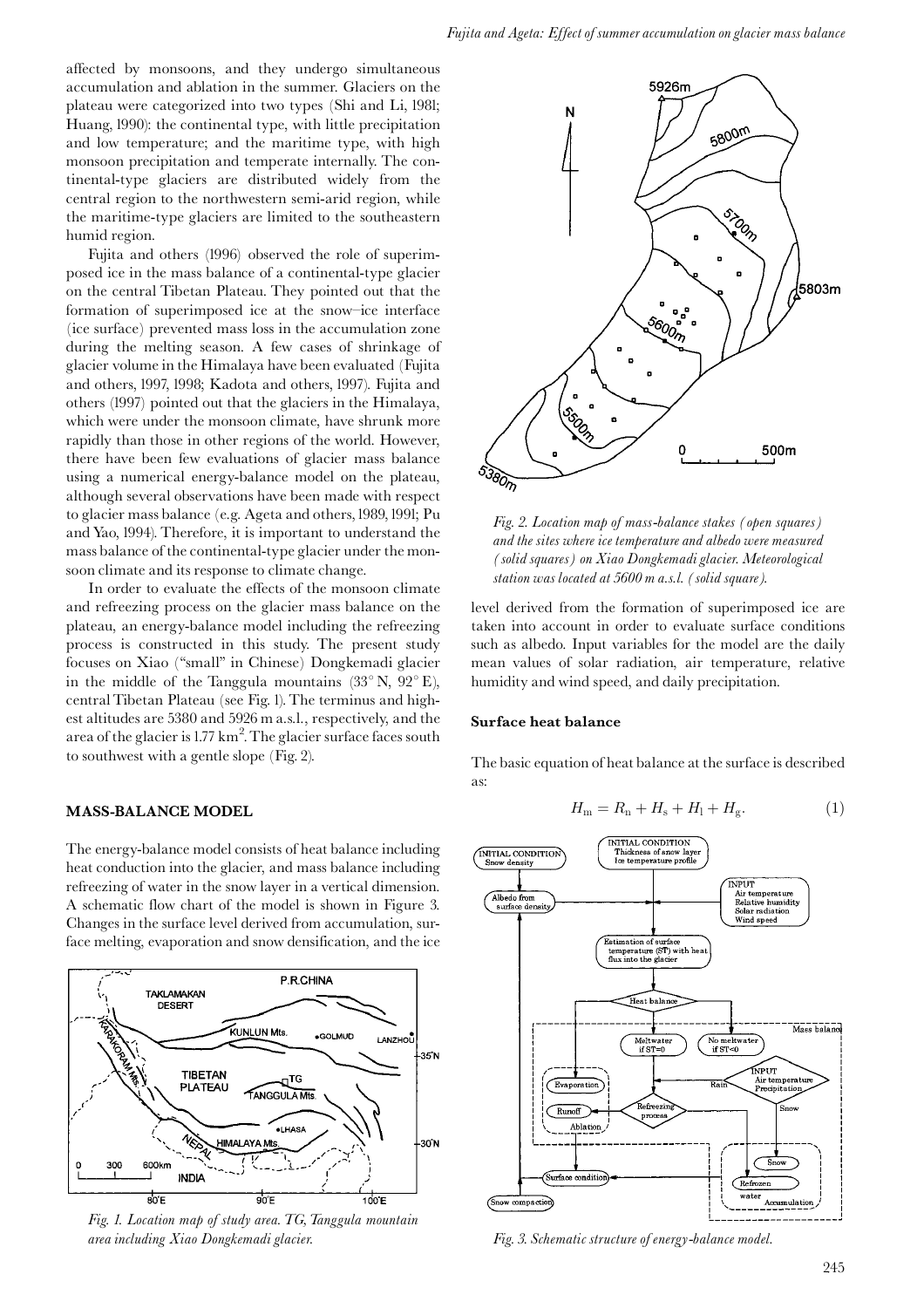affected by monsoons, and they undergo simultaneous accumulation and ablation in the summer. Glaciers on the plateau were categorized into two types (Shi and Li, 1981; Huang, 1990): the continental type, with little precipitation and low temperature; and the maritime type, with high monsoon precipitation and temperate internally. The continental-type glaciers are distributed widely from the central region to the northwestern semi-arid region, while the maritime-type glaciers are limited to the southeastern humid region.

Fujita and others (1996) observed the role of superimposed ice in the mass balance of a continental-type glacier on the central Tibetan Plateau. They pointed out that the formation of superimposed ice at the snow–ice interface (ice surface) prevented mass loss in the accumulation zone during the melting season. A few cases of shrinkage of glacier volume in the Himalaya have been evaluated (Fujita and others, 1997, 1998; Kadota and others, 1997). Fujita and others (1997) pointed out that the glaciers in the Himalaya, which were under the monsoon climate, have shrunk more rapidly than those in other regions of the world. However, there have been few evaluations of glacier mass balance using a numerical energy-balance model on the plateau, although several observations have been made with respect to glacier mass balance (e.g. Ageta and others, 1989, 1991; Pu and Yao, 1994). Therefore, it is important to understand the mass balance of the continental-type glacier under the monsoon climate and its response to climate change.

In order to evaluate the effects of the monsoon climate and refreezing process on the glacier mass balance on the plateau, an energy-balance model including the refreezing process is constructed in this study. The present study focuses on Xiao ("small" in Chinese) Dongkemadi glacier in the middle of the Tanggula mountains (33° N, 92° E), central Tibetan Plateau (see Fig. 1). The terminus and highest altitudes are 5380 and 5926 m a.s.l., respectively, and the area of the glacier is 1.77 km$^2$. The glacier surface faces south to southwest with a gentle slope (Fig. 2).

## MASS-BALANCE MODEL

The energy-balance model consists of heat balance including heat conduction into the glacier, and mass balance including refreezing of water in the snow layer in a vertical dimension. A schematic flow chart of the model is shown in Figure 3. Changes in the surface level derived from accumulation, surface melting, evaporation and snow densification, and the ice level derived from the formation of superimposed ice are taken into account in order to evaluate surface conditions such as albedo. Input variables for the model are the daily mean values of solar radiation, air temperature, relative humidity and wind speed, and daily precipitation.

*Fig. 1. Location map of study area. TG, Tanggula mountain area including Xiao Dongkemadi glacier.*

*Fig. 2. Location map of mass-balance stakes (open squares) and the sites where ice temperature and albedo were measured (solid squares) on Xiao Dongkemadi glacier. Meteorological station was located at 5600 m a.s.l. (solid square).*

### Surface heat balance

The basic equation of heat balance at the surface is described as:

$$H_m = R_n + H_s + H_l + H_g. \qquad (1)$$

*Fig. 3. Schematic structure of energy-balance model.*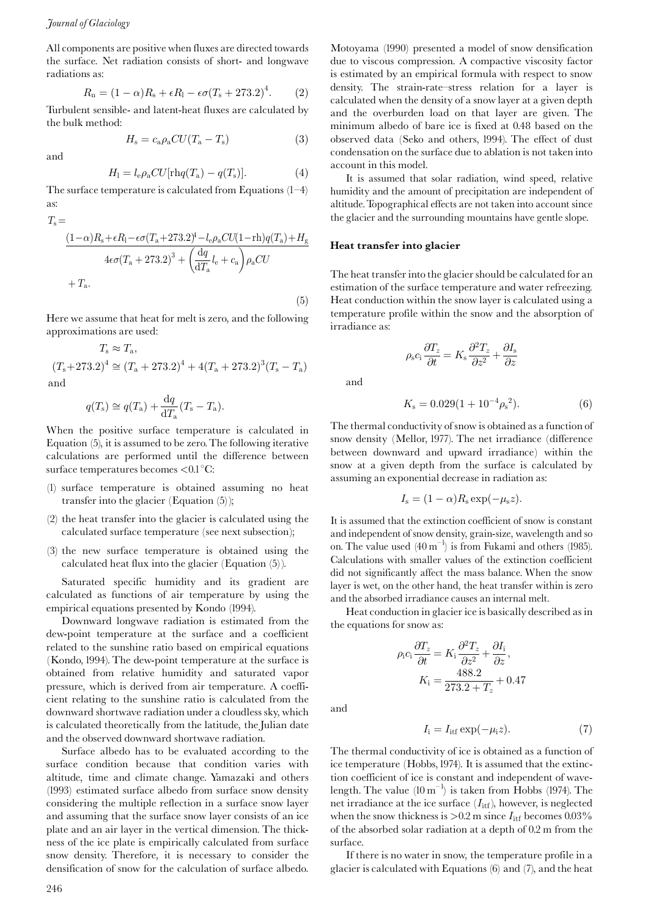All components are positive when fluxes are directed towards the surface. Net radiation consists of short- and longwave radiations as:

$$R_n = (1 - \alpha)R_s + \epsilon R_l - \epsilon\sigma(T_s + 273.2)^4. \quad (2)$$

Turbulent sensible- and latent-heat fluxes are calculated by the bulk method:

$$H_s = c_a \rho_a C U (T_a - T_s) \quad (3)$$

and

$$H_l = l_e \rho_a C U [\mathrm{rh} q(T_a) - q(T_s)]. \quad (4)$$

The surface temperature is calculated from Equations (1–4) as:

$$T_s = \frac{(1-\alpha)R_s + \epsilon R_l - \epsilon\sigma(T_a + 273.2)^4 - l_e \rho_a C U (1 - \mathrm{rh}) q(T_a) + H_g}{4\epsilon\sigma(T_a + 273.2)^3 + \left(\frac{\mathrm{d}q}{\mathrm{d}T_a} l_e + c_a\right)\rho_a C U} + T_a. \quad (5)$$

Here we assume that heat for melt is zero, and the following approximations are used:

$$T_s \approx T_a,$$

$$(T_s + 273.2)^4 \cong (T_a + 273.2)^4 + 4(T_a + 273.2)^3(T_s - T_a)$$

and

$$q(T_s) \cong q(T_a) + \frac{\mathrm{d}q}{\mathrm{d}T_a}(T_s - T_a).$$

When the positive surface temperature is calculated in Equation (5), it is assumed to be zero. The following iterative calculations are performed until the difference between surface temperatures becomes <0.1°C:

(1) surface temperature is obtained assuming no heat transfer into the glacier (Equation (5));

(2) the heat transfer into the glacier is calculated using the calculated surface temperature (see next subsection);

(3) the new surface temperature is obtained using the calculated heat flux into the glacier (Equation (5)).

Saturated specific humidity and its gradient are calculated as functions of air temperature by using the empirical equations presented by Kondo (1994).

Downward longwave radiation is estimated from the dew-point temperature at the surface and a coefficient related to the sunshine ratio based on empirical equations (Kondo, 1994). The dew-point temperature at the surface is obtained from relative humidity and saturated vapor pressure, which is derived from air temperature. A coefficient relating to the sunshine ratio is calculated from the downward shortwave radiation under a cloudless sky, which is calculated theoretically from the latitude, the Julian date and the observed downward shortwave radiation.

Surface albedo has to be evaluated according to the surface condition because that condition varies with altitude, time and climate change. Yamazaki and others (1993) estimated surface albedo from surface snow density considering the multiple reflection in a surface snow layer and assuming that the surface snow layer consists of an ice plate and an air layer in the vertical dimension. The thickness of the ice plate is empirically calculated from surface snow density. Therefore, it is necessary to consider the densification of snow for the calculation of surface albedo. Motoyama (1990) presented a model of snow densification due to viscous compression. A compactive viscosity factor is estimated by an empirical formula with respect to snow density. The strain-rate–stress relation for a layer is calculated when the density of a snow layer at a given depth and the overburden load on that layer are given. The minimum albedo of bare ice is fixed at 0.48 based on the observed data (Seko and others, 1994). The effect of dust condensation on the surface due to ablation is not taken into account in this model.

It is assumed that solar radiation, wind speed, relative humidity and the amount of precipitation are independent of altitude. Topographical effects are not taken into account since the glacier and the surrounding mountains have gentle slope.

### Heat transfer into glacier

The heat transfer into the glacier should be calculated for an estimation of the surface temperature and water refreezing. Heat conduction within the snow layer is calculated using a temperature profile within the snow and the absorption of irradiance as:

$$\rho_s c_i \frac{\partial T_z}{\partial t} = K_s \frac{\partial^2 T_z}{\partial z^2} + \frac{\partial I_s}{\partial z}$$

and

$$K_s = 0.029(1 + 10^{-4}\rho_s^2). \quad (6)$$

The thermal conductivity of snow is obtained as a function of snow density (Mellor, 1977). The net irradiance (difference between downward and upward irradiance) within the snow at a given depth from the surface is calculated by assuming an exponential decrease in radiation as:

$$I_s = (1 - \alpha)R_s \exp(-\mu_s z).$$

It is assumed that the extinction coefficient of snow is constant and independent of snow density, grain-size, wavelength and so on. The value used ($40\ \mathrm{m}^{-1}$) is from Fukami and others (1985). Calculations with smaller values of the extinction coefficient did not significantly affect the mass balance. When the snow layer is wet, on the other hand, the heat transfer within is zero and the absorbed irradiance causes an internal melt.

Heat conduction in glacier ice is basically described as in the equations for snow as:

$$\rho_i c_i \frac{\partial T_z}{\partial t} = K_i \frac{\partial^2 T_z}{\partial z^2} + \frac{\partial I_i}{\partial z},$$

$$K_i = \frac{488.2}{273.2 + T_z} + 0.47$$

and

$$I_i = I_{\mathrm{itf}} \exp(-\mu_i z). \quad (7)$$

The thermal conductivity of ice is obtained as a function of ice temperature (Hobbs, 1974). It is assumed that the extinction coefficient of ice is constant and independent of wavelength. The value ($10\ \mathrm{m}^{-1}$) is taken from Hobbs (1974). The net irradiance at the ice surface ($I_{\mathrm{itf}}$), however, is neglected when the snow thickness is >0.2 m since $I_{\mathrm{itf}}$ becomes 0.03% of the absorbed solar radiation at a depth of 0.2 m from the surface.

If there is no water in snow, the temperature profile in a glacier is calculated with Equations (6) and (7), and the heat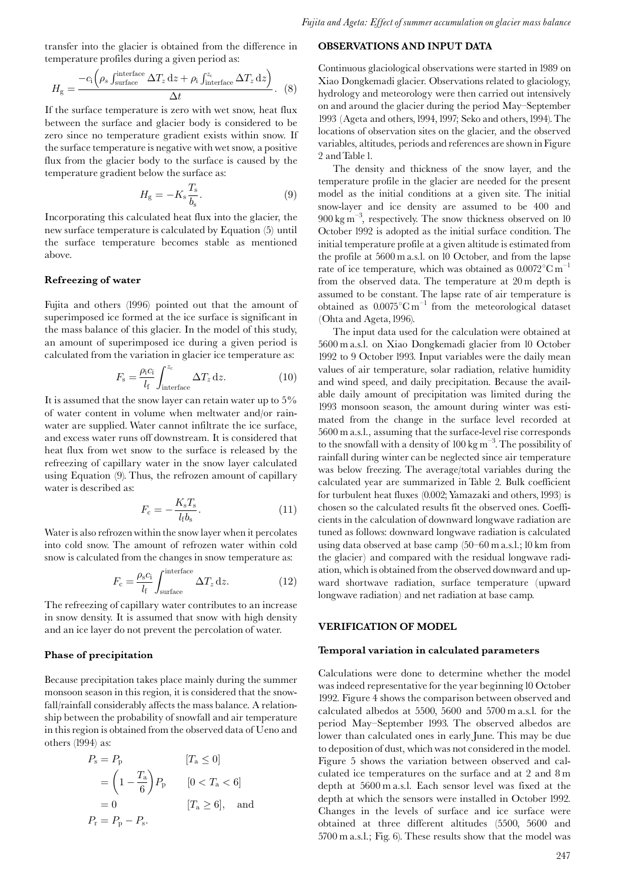transfer into the glacier is obtained from the difference in temperature profiles during a given period as:

$$H_g = \frac{-c_i\left(\rho_s \int_{\text{surface}}^{\text{interface}} \Delta T_z \, dz + \rho_i \int_{\text{interface}}^{z_c} \Delta T_z \, dz\right)}{\Delta t}. \quad (8)$$

If the surface temperature is zero with wet snow, heat flux between the surface and glacier body is considered to be zero since no temperature gradient exists within snow. If the surface temperature is negative with wet snow, a positive flux from the glacier body to the surface is caused by the temperature gradient below the surface as:

$$H_g = -K_s \frac{T_s}{b_s}. \quad (9)$$

Incorporating this calculated heat flux into the glacier, the new surface temperature is calculated by Equation (5) until the surface temperature becomes stable as mentioned above.

### Refreezing of water

Fujita and others (1996) pointed out that the amount of superimposed ice formed at the ice surface is significant in the mass balance of this glacier. In the model of this study, an amount of superimposed ice during a given period is calculated from the variation in glacier ice temperature as:

$$F_s = \frac{\rho_i c_i}{l_f} \int_{\text{interface}}^{z_c} \Delta T_z \, dz. \quad (10)$$

It is assumed that the snow layer can retain water up to 5% of water content in volume when meltwater and/or rainwater are supplied. Water cannot infiltrate the ice surface, and excess water runs off downstream. It is considered that heat flux from wet snow to the surface is released by the refreezing of capillary water in the snow layer calculated using Equation (9). Thus, the refrozen amount of capillary water is described as:

$$F_c = -\frac{K_s T_s}{l_f b_s}. \quad (11)$$

Water is also refrozen within the snow layer when it percolates into cold snow. The amount of refrozen water within cold snow is calculated from the changes in snow temperature as:

$$F_c = \frac{\rho_s c_i}{l_f} \int_{\text{surface}}^{\text{interface}} \Delta T_z \, dz. \quad (12)$$

The refreezing of capillary water contributes to an increase in snow density. It is assumed that snow with high density and an ice layer do not prevent the percolation of water.

### Phase of precipitation

Because precipitation takes place mainly during the summer monsoon season in this region, it is considered that the snowfall/rainfall considerably affects the mass balance. A relationship between the probability of snowfall and air temperature in this region is obtained from the observed data of Ueno and others (1994) as:

$$\begin{aligned}
P_s &= P_p & [T_a \leq 0] \\
&= \left(1 - \frac{T_a}{6}\right) P_p & [0 < T_a < 6] \\
&= 0 & [T_a \geq 6], \quad \text{and} \\
P_r &= P_p - P_s. &
\end{aligned}$$

## OBSERVATIONS AND INPUT DATA

Continuous glaciological observations were started in 1989 on Xiao Dongkemadi glacier. Observations related to glaciology, hydrology and meteorology were then carried out intensively on and around the glacier during the period May–September 1993 (Ageta and others, 1994, 1997; Seko and others, 1994). The locations of observation sites on the glacier, and the observed variables, altitudes, periods and references are shown in Figure 2 and Table 1.

The density and thickness of the snow layer, and the temperature profile in the glacier are needed for the present model as the initial conditions at a given site. The initial snow-layer and ice density are assumed to be 400 and 900 kg m$^{-3}$, respectively. The snow thickness observed on 10 October 1992 is adopted as the initial surface condition. The initial temperature profile at a given altitude is estimated from the profile at 5600 m a.s.l. on 10 October, and from the lapse rate of ice temperature, which was obtained as 0.0072°C m$^{-1}$ from the observed data. The temperature at 20 m depth is assumed to be constant. The lapse rate of air temperature is obtained as 0.0075°C m$^{-1}$ from the meteorological dataset (Ohta and Ageta, 1996).

The input data used for the calculation were obtained at 5600 m a.s.l. on Xiao Dongkemadi glacier from 10 October 1992 to 9 October 1993. Input variables were the daily mean values of air temperature, solar radiation, relative humidity and wind speed, and daily precipitation. Because the available daily amount of precipitation was limited during the 1993 monsoon season, the amount during winter was estimated from the change in the surface level recorded at 5600 m a.s.l., assuming that the surface-level rise corresponds to the snowfall with a density of 100 kg m$^{-3}$. The possibility of rainfall during winter can be neglected since air temperature was below freezing. The average/total variables during the calculated year are summarized in Table 2. Bulk coefficient for turbulent heat fluxes (0.002; Yamazaki and others, 1993) is chosen so the calculated results fit the observed ones. Coefficients in the calculation of downward longwave radiation are tuned as follows: downward longwave radiation is calculated using data observed at base camp (50–60 m a.s.l.; 10 km from the glacier) and compared with the residual longwave radiation, which is obtained from the observed downward and upward shortwave radiation, surface temperature (upward longwave radiation) and net radiation at base camp.

## VERIFICATION OF MODEL

### Temporal variation in calculated parameters

Calculations were done to determine whether the model was indeed representative for the year beginning 10 October 1992. Figure 4 shows the comparison between observed and calculated albedos at 5500, 5600 and 5700 m a.s.l. for the period May–September 1993. The observed albedos are lower than calculated ones in early June. This may be due to deposition of dust, which was not considered in the model. Figure 5 shows the variation between observed and calculated ice temperatures on the surface and at 2 and 8 m depth at 5600 m a.s.l. Each sensor level was fixed at the depth at which the sensors were installed in October 1992. Changes in the levels of surface and ice surface were obtained at three different altitudes (5500, 5600 and 5700 m a.s.l.; Fig. 6). These results show that the model was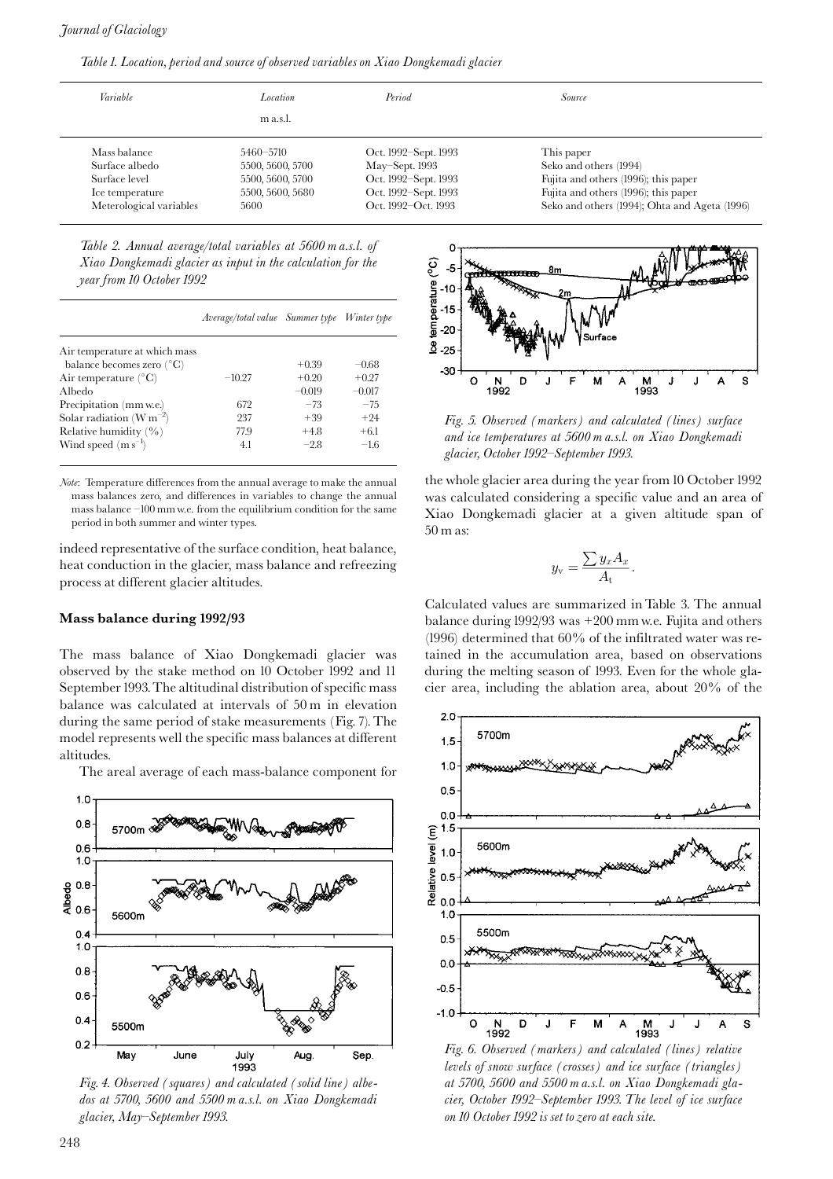*Table 1. Location, period and source of observed variables on Xiao Dongkemadi glacier*

| *Variable* | *Location* m a.s.l. | *Period* | *Source* |
|---|---|---|---|
| Mass balance | 5460–5710 | Oct. 1992–Sept. 1993 | This paper |
| Surface albedo | 5500, 5600, 5700 | May–Sept. 1993 | Seko and others (1994) |
| Surface level | 5500, 5600, 5700 | Oct. 1992–Sept. 1993 | Fujita and others (1996); this paper |
| Ice temperature | 5500, 5600, 5680 | Oct. 1992–Sept. 1993 | Fujita and others (1996); this paper |
| Meterological variables | 5600 | Oct. 1992–Oct. 1993 | Seko and others (1994); Ohta and Ageta (1996) |

*Table 2. Annual average/total variables at 5600 m a.s.l. of Xiao Dongkemadi glacier as input in the calculation for the year from 10 October 1992*

| | *Average/total value* | *Summer type* | *Winter type* |
|---|---|---|---|
| Air temperature at which mass balance becomes zero (°C) | | +0.39 | −0.68 |
| Air temperature (°C) | −10.27 | +0.20 | +0.27 |
| Albedo | | −0.019 | −0.017 |
| Precipitation (mm w.e.) | 672 | −73 | −75 |
| Solar radiation (W m$^{-2}$) | 237 | +39 | +24 |
| Relative humidity (%) | 77.9 | +4.8 | +6.1 |
| Wind speed (m s$^{-1}$) | 4.1 | −2.8 | −1.6 |

*Note*: Temperature differences from the annual average to make the annual mass balances zero, and differences in variables to change the annual mass balance −100 mm w.e. from the equilibrium condition for the same period in both summer and winter types.

indeed representative of the surface condition, heat balance, heat conduction in the glacier, mass balance and refreezing process at different glacier altitudes.

## Mass balance during 1992/93

The mass balance of Xiao Dongkemadi glacier was observed by the stake method on 10 October 1992 and 11 September 1993. The altitudinal distribution of specific mass balance was calculated at intervals of 50 m in elevation during the same period of stake measurements (Fig. 7). The model represents well the specific mass balances at different altitudes.

The areal average of each mass-balance component for the whole glacier area during the year from 10 October 1992 was calculated considering a specific value and an area of Xiao Dongkemadi glacier at a given altitude span of 50 m as:

$$y_v = \frac{\sum y_x A_x}{A_t}.$$

Calculated values are summarized in Table 3. The annual balance during 1992/93 was +200 mm w.e. Fujita and others (1996) determined that 60% of the infiltrated water was retained in the accumulation area, based on observations during the melting season of 1993. Even for the whole glacier area, including the ablation area, about 20% of the

*Fig. 4. Observed (squares) and calculated (solid line) albedos at 5700, 5600 and 5500 m a.s.l. on Xiao Dongkemadi glacier, May–September 1993.*

*Fig. 5. Observed (markers) and calculated (lines) surface and ice temperatures at 5600 m a.s.l. on Xiao Dongkemadi glacier, October 1992–September 1993.*

*Fig. 6. Observed (markers) and calculated (lines) relative levels of snow surface (crosses) and ice surface (triangles) at 5700, 5600 and 5500 m a.s.l. on Xiao Dongkemadi glacier, October 1992–September 1993. The level of ice surface on 10 October 1992 is set to zero at each site.*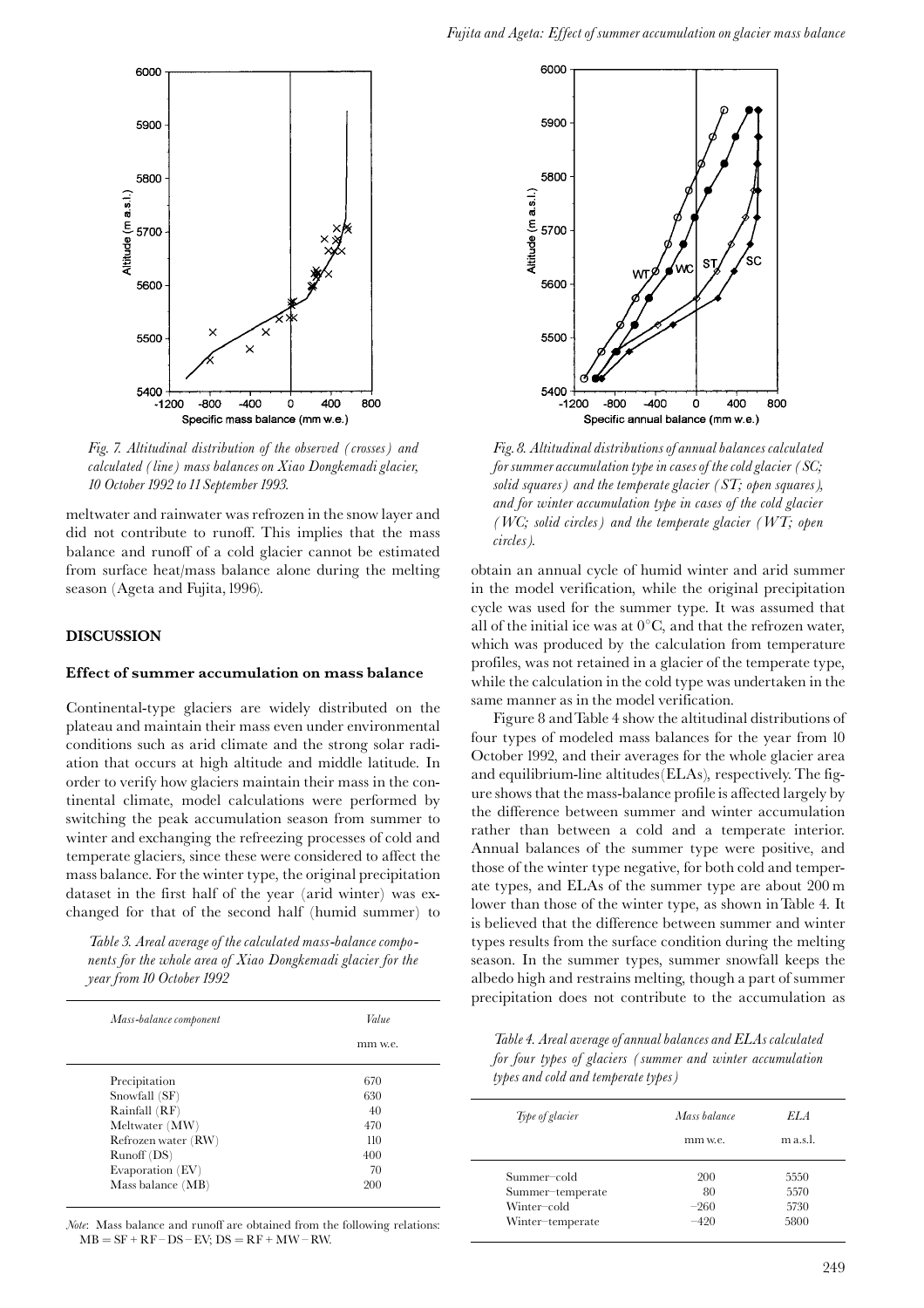*Fig. 7. Altitudinal distribution of the observed (crosses) and calculated (line) mass balances on Xiao Dongkemadi glacier, 10 October 1992 to 11 September 1993.*

meltwater and rainwater was refrozen in the snow layer and did not contribute to runoff. This implies that the mass balance and runoff of a cold glacier cannot be estimated from surface heat/mass balance alone during the melting season (Ageta and Fujita, 1996).

## DISCUSSION

### Effect of summer accumulation on mass balance

Continental-type glaciers are widely distributed on the plateau and maintain their mass even under environmental conditions such as arid climate and the strong solar radiation that occurs at high altitude and middle latitude. In order to verify how glaciers maintain their mass in the continental climate, model calculations were performed by switching the peak accumulation season from summer to winter and exchanging the refreezing processes of cold and temperate glaciers, since these were considered to affect the mass balance. For the winter type, the original precipitation dataset in the first half of the year (arid winter) was exchanged for that of the second half (humid summer) to obtain an annual cycle of humid winter and arid summer in the model verification, while the original precipitation cycle was used for the summer type. It was assumed that all of the initial ice was at 0°C, and that the refrozen water, which was produced by the calculation from temperature profiles, was not retained in a glacier of the temperate type, while the calculation in the cold type was undertaken in the same manner as in the model verification.

*Table 3. Areal average of the calculated mass-balance components for the whole area of Xiao Dongkemadi glacier for the year from 10 October 1992*

| Mass-balance component | Value |
|---|---|
| | mm w.e. |
| Precipitation | 670 |
| Snowfall (SF) | 630 |
| Rainfall (RF) | 40 |
| Meltwater (MW) | 470 |
| Refrozen water (RW) | 110 |
| Runoff (DS) | 400 |
| Evaporation (EV) | 70 |
| Mass balance (MB) | 200 |

*Note*: Mass balance and runoff are obtained from the following relations: $MB = SF + RF - DS - EV$; $DS = RF + MW - RW$.

*Fig. 8. Altitudinal distributions of annual balances calculated for summer accumulation type in cases of the cold glacier (SC; solid squares) and the temperate glacier (ST; open squares), and for winter accumulation type in cases of the cold glacier (WC; solid circles) and the temperate glacier (WT; open circles).*

Figure 8 and Table 4 show the altitudinal distributions of four types of modeled mass balances for the year from 10 October 1992, and their averages for the whole glacier area and equilibrium-line altitudes (ELAs), respectively. The figure shows that the mass-balance profile is affected largely by the difference between summer and winter accumulation rather than between a cold and a temperate interior. Annual balances of the summer type were positive, and those of the winter type negative, for both cold and temperate types, and ELAs of the summer type are about 200 m lower than those of the winter type, as shown in Table 4. It is believed that the difference between summer and winter types results from the surface condition during the melting season. In the summer types, summer snowfall keeps the albedo high and restrains melting, though a part of summer precipitation does not contribute to the accumulation as

*Table 4. Areal average of annual balances and ELAs calculated for four types of glaciers (summer and winter accumulation types and cold and temperate types)*

| Type of glacier | Mass balance | ELA |
|---|---|---|
| | mm w.e. | m a.s.l. |
| Summer–cold | 200 | 5550 |
| Summer–temperate | 80 | 5570 |
| Winter–cold | −260 | 5730 |
| Winter–temperate | −420 | 5800 |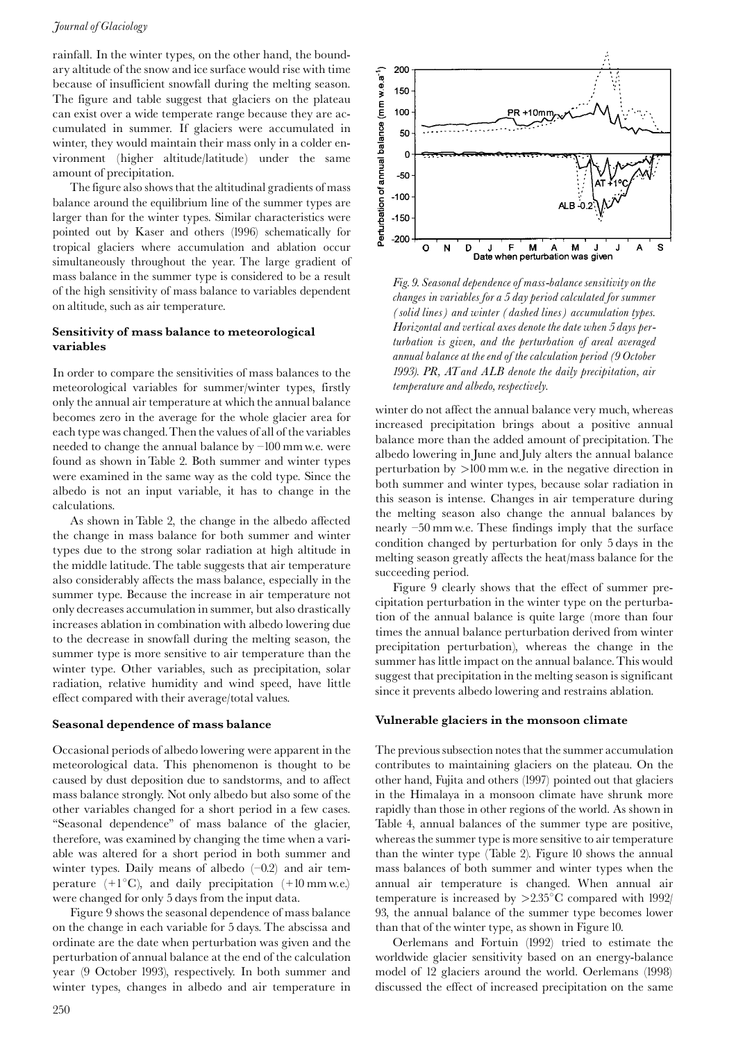rainfall. In the winter types, on the other hand, the boundary altitude of the snow and ice surface would rise with time because of insufficient snowfall during the melting season. The figure and table suggest that glaciers on the plateau can exist over a wide temperate range because they are accumulated in summer. If glaciers were accumulated in winter, they would maintain their mass only in a colder environment (higher altitude/latitude) under the same amount of precipitation.

The figure also shows that the altitudinal gradients of mass balance around the equilibrium line of the summer types are larger than for the winter types. Similar characteristics were pointed out by Kaser and others (1996) schematically for tropical glaciers where accumulation and ablation occur simultaneously throughout the year. The large gradient of mass balance in the summer type is considered to be a result of the high sensitivity of mass balance to variables dependent on altitude, such as air temperature.

### Sensitivity of mass balance to meteorological variables

In order to compare the sensitivities of mass balances to the meteorological variables for summer/winter types, firstly only the annual air temperature at which the annual balance becomes zero in the average for the whole glacier area for each type was changed. Then the values of all of the variables needed to change the annual balance by −100 mm w.e. were found as shown in Table 2. Both summer and winter types were examined in the same way as the cold type. Since the albedo is not an input variable, it has to change in the calculations.

As shown in Table 2, the change in the albedo affected the change in mass balance for both summer and winter types due to the strong solar radiation at high altitude in the middle latitude. The table suggests that air temperature also considerably affects the mass balance, especially in the summer type. Because the increase in air temperature not only decreases accumulation in summer, but also drastically increases ablation in combination with albedo lowering due to the decrease in snowfall during the melting season, the summer type is more sensitive to air temperature than the winter type. Other variables, such as precipitation, solar radiation, relative humidity and wind speed, have little effect compared with their average/total values.

### Seasonal dependence of mass balance

Occasional periods of albedo lowering were apparent in the meteorological data. This phenomenon is thought to be caused by dust deposition due to sandstorms, and to affect mass balance strongly. Not only albedo but also some of the other variables changed for a short period in a few cases. "Seasonal dependence" of mass balance of the glacier, therefore, was examined by changing the time when a variable was altered for a short period in both summer and winter types. Daily means of albedo (−0.2) and air temperature (+1°C), and daily precipitation (+10 mm w.e.) were changed for only 5 days from the input data.

Figure 9 shows the seasonal dependence of mass balance on the change in each variable for 5 days. The abscissa and ordinate are the date when perturbation was given and the perturbation of annual balance at the end of the calculation year (9 October 1993), respectively. In both summer and winter types, changes in albedo and air temperature in winter do not affect the annual balance very much, whereas increased precipitation brings about a positive annual balance more than the added amount of precipitation. The albedo lowering in June and July alters the annual balance perturbation by >100 mm w.e. in the negative direction in both summer and winter types, because solar radiation in this season is intense. Changes in air temperature during the melting season also change the annual balances by nearly −50 mm w.e. These findings imply that the surface condition changed by perturbation for only 5 days in the melting season greatly affects the heat/mass balance for the succeeding period.

Perturbation of annual balance (mm w.e.a$^{-1}$)
200
150
100
50
0
-50
-100
-150
-200
PR +10mm
AT +1°C
ALB -0.2
O N D J F M A M J J A S
Date when perturbation was given

*Fig. 9. Seasonal dependence of mass-balance sensitivity on the changes in variables for a 5 day period calculated for summer (solid lines) and winter (dashed lines) accumulation types. Horizontal and vertical axes denote the date when 5 days perturbation is given, and the perturbation of areal averaged annual balance at the end of the calculation period (9 October 1993). PR, AT and ALB denote the daily precipitation, air temperature and albedo, respectively.*

Figure 9 clearly shows that the effect of summer precipitation perturbation in the winter type on the perturbation of the annual balance is quite large (more than four times the annual balance perturbation derived from winter precipitation perturbation), whereas the change in the summer has little impact on the annual balance. This would suggest that precipitation in the melting season is significant since it prevents albedo lowering and restrains ablation.

### Vulnerable glaciers in the monsoon climate

The previous subsection notes that the summer accumulation contributes to maintaining glaciers on the plateau. On the other hand, Fujita and others (1997) pointed out that glaciers in the Himalaya in a monsoon climate have shrunk more rapidly than those in other regions of the world. As shown in Table 4, annual balances of the summer type are positive, whereas the summer type is more sensitive to air temperature than the winter type (Table 2). Figure 10 shows the annual mass balances of both summer and winter types when the annual air temperature is changed. When annual air temperature is increased by >2.35°C compared with 1992/93, the annual balance of the summer type becomes lower than that of the winter type, as shown in Figure 10.

Oerlemans and Fortuin (1992) tried to estimate the worldwide glacier sensitivity based on an energy-balance model of 12 glaciers around the world. Oerlemans (1998) discussed the effect of increased precipitation on the same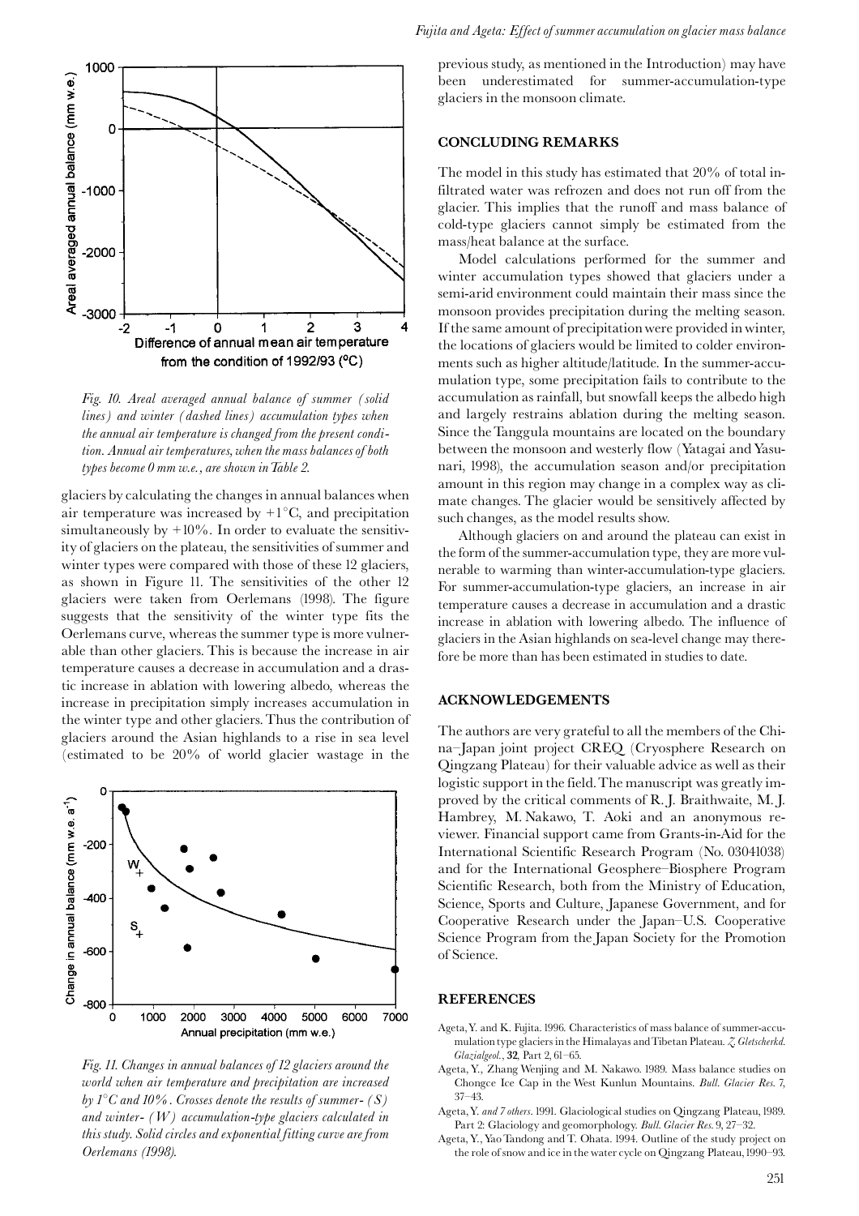*Fig. 10. Areal averaged annual balance of summer (solid lines) and winter (dashed lines) accumulation types when the annual air temperature is changed from the present condition. Annual air temperatures, when the mass balances of both types become 0 mm w.e., are shown in Table 2.*

glaciers by calculating the changes in annual balances when air temperature was increased by +1°C, and precipitation simultaneously by +10%. In order to evaluate the sensitivity of glaciers on the plateau, the sensitivities of summer and winter types were compared with those of these 12 glaciers, as shown in Figure 11. The sensitivities of the other 12 glaciers were taken from Oerlemans (1998). The figure suggests that the sensitivity of the winter type fits the Oerlemans curve, whereas the summer type is more vulnerable than other glaciers. This is because the increase in air temperature causes a decrease in accumulation and a drastic increase in ablation with lowering albedo, whereas the increase in precipitation simply increases accumulation in the winter type and other glaciers. Thus the contribution of glaciers around the Asian highlands to a rise in sea level (estimated to be 20% of world glacier wastage in the

*Fig. 11. Changes in annual balances of 12 glaciers around the world when air temperature and precipitation are increased by 1°C and 10%. Crosses denote the results of summer- (S) and winter- (W) accumulation-type glaciers calculated in this study. Solid circles and exponential fitting curve are from Oerlemans (1998).*

previous study, as mentioned in the Introduction) may have been underestimated for summer-accumulation-type glaciers in the monsoon climate.

## CONCLUDING REMARKS

The model in this study has estimated that 20% of total infiltrated water was refrozen and does not run off from the glacier. This implies that the runoff and mass balance of cold-type glaciers cannot simply be estimated from the mass/heat balance at the surface.

Model calculations performed for the summer and winter accumulation types showed that glaciers under a semi-arid environment could maintain their mass since the monsoon provides precipitation during the melting season. If the same amount of precipitation were provided in winter, the locations of glaciers would be limited to colder environments such as higher altitude/latitude. In the summer-accumulation type, some precipitation fails to contribute to the accumulation as rainfall, but snowfall keeps the albedo high and largely restrains ablation during the melting season. Since the Tanggula mountains are located on the boundary between the monsoon and westerly flow (Yatagai and Yasunari, 1998), the accumulation season and/or precipitation amount in this region may change in a complex way as climate changes. The glacier would be sensitively affected by such changes, as the model results show.

Although glaciers on and around the plateau can exist in the form of the summer-accumulation type, they are more vulnerable to warming than winter-accumulation-type glaciers. For summer-accumulation-type glaciers, an increase in air temperature causes a decrease in accumulation and a drastic increase in ablation with lowering albedo. The influence of glaciers in the Asian highlands on sea-level change may therefore be more than has been estimated in studies to date.

## ACKNOWLEDGEMENTS

The authors are very grateful to all the members of the China–Japan joint project CREQ (Cryosphere Research on Qingzang Plateau) for their valuable advice as well as their logistic support in the field. The manuscript was greatly improved by the critical comments of R. J. Braithwaite, M. J. Hambrey, M. Nakawo, T. Aoki and an anonymous reviewer. Financial support came from Grants-in-Aid for the International Scientific Research Program (No. 03041038) and for the International Geosphere–Biosphere Program Scientific Research, both from the Ministry of Education, Science, Sports and Culture, Japanese Government, and for Cooperative Research under the Japan–U.S. Cooperative Science Program from the Japan Society for the Promotion of Science.

## REFERENCES

Ageta, Y. and K. Fujita. 1996. Characteristics of mass balance of summer-accumulation type glaciers in the Himalayas and Tibetan Plateau. *Z. Gletscherkd. Glazialgeol.*, **32**, Part 2, 61–65.

Ageta, Y., Zhang Wenjing and M. Nakawo. 1989. Mass balance studies on Chongce Ice Cap in the West Kunlun Mountains. *Bull. Glacier Res.* 7, 37–43.

Ageta, Y. *and 7 others*. 1991. Glaciological studies on Qingzang Plateau, 1989. Part 2: Glaciology and geomorphology. *Bull. Glacier Res.* 9, 27–32.

Ageta, Y., Yao Tandong and T. Ohata. 1994. Outline of the study project on the role of snow and ice in the water cycle on Qingzang Plateau, 1990–93.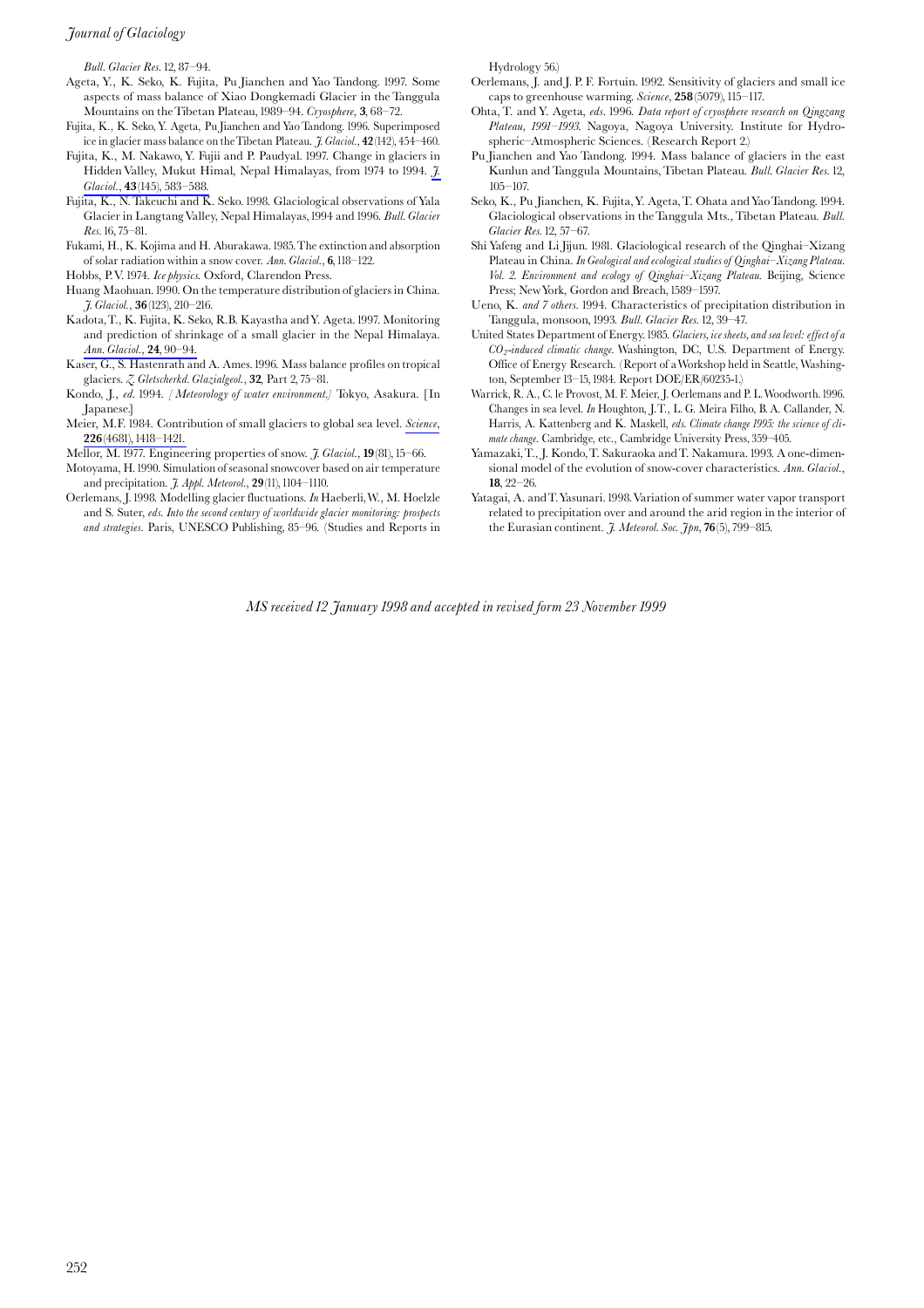Bull. Glacier Res. 12, 87–94.

Ageta, Y., K. Seko, K. Fujita, Pu Jianchen and Yao Tandong. 1997. Some aspects of mass balance of Xiao Dongkemadi Glacier in the Tanggula Mountains on the Tibetan Plateau, 1989–94. *Cryosphere*, **3**, 68–72.

Fujita, K., K. Seko, Y. Ageta, Pu Jianchen and Yao Tandong. 1996. Superimposed ice in glacier mass balance on the Tibetan Plateau. *J. Glaciol.*, **42**(142), 454–460.

Fujita, K., M. Nakawo, Y. Fujii and P. Paudyal. 1997. Change in glaciers in Hidden Valley, Mukut Himal, Nepal Himalayas, from 1974 to 1994. *J. Glaciol.*, **43**(145), 583–588.

Fujita, K., N. Takeuchi and K. Seko. 1998. Glaciological observations of Yala Glacier in Langtang Valley, Nepal Himalayas, 1994 and 1996. *Bull. Glacier Res.* 16, 75–81.

Fukami, H., K. Kojima and H. Aburakawa. 1985. The extinction and absorption of solar radiation within a snow cover. *Ann. Glaciol.*, **6**, 118–122.

Hobbs, P.V. 1974. *Ice physics.* Oxford, Clarendon Press.

Huang Maohuan. 1990. On the temperature distribution of glaciers in China. *J. Glaciol.*, **36**(123), 210–216.

Kadota, T., K. Fujita, K. Seko, R.B. Kayastha and Y. Ageta. 1997. Monitoring and prediction of shrinkage of a small glacier in the Nepal Himalaya. *Ann. Glaciol.*, **24**, 90–94.

Kaser, G., S. Hastenrath and A. Ames. 1996. Mass balance profiles on tropical glaciers. *Z. Gletscherkd. Glazialgeol.*, **32**, Part 2, 75–81.

Kondo, J., *ed.* 1994. *[Meteorology of water environment.]* Tokyo, Asakura. [In Japanese.]

Meier, M.F. 1984. Contribution of small glaciers to global sea level. *Science*, **226**(4681), 1418–1421.

Mellor, M. 1977. Engineering properties of snow. *J. Glaciol.*, **19**(81), 15–66.

Motoyama, H. 1990. Simulation of seasonal snowcover based on air temperature and precipitation. *J. Appl. Meteorol.*, **29**(11), 1104–1110.

Oerlemans, J. 1998. Modelling glacier fluctuations. *In* Haeberli, W., M. Hoelzle and S. Suter, *eds. Into the second century of worldwide glacier monitoring: prospects and strategies.* Paris, UNESCO Publishing, 85–96. (Studies and Reports in Hydrology 56.)

Oerlemans, J. and J. P. F. Fortuin. 1992. Sensitivity of glaciers and small ice caps to greenhouse warming. *Science*, **258**(5079), 115–117.

Ohta, T. and Y. Ageta, *eds.* 1996. *Data report of cryosphere research on Qingzang Plateau, 1991–1993.* Nagoya, Nagoya University. Institute for Hydrospheric–Atmospheric Sciences. (Research Report 2.)

Pu Jianchen and Yao Tandong. 1994. Mass balance of glaciers in the east Kunlun and Tanggula Mountains, Tibetan Plateau. *Bull. Glacier Res.* 12, 105–107.

Seko, K., Pu Jianchen, K. Fujita, Y. Ageta, T. Ohata and Yao Tandong. 1994. Glaciological observations in the Tanggula Mts., Tibetan Plateau. *Bull. Glacier Res.* 12, 57–67.

Shi Yafeng and Li Jijun. 1981. Glaciological research of the Qinghai–Xizang Plateau in China. *In Geological and ecological studies of Qinghai–Xizang Plateau. Vol. 2. Environment and ecology of Qinghai–Xizang Plateau.* Beijing, Science Press; New York, Gordon and Breach, 1589–1597.

Ueno, K. *and 7 others.* 1994. Characteristics of precipitation distribution in Tanggula, monsoon, 1993. *Bull. Glacier Res.* 12, 39–47.

United States Department of Energy. 1985. *Glaciers, ice sheets, and sea level: effect of a $CO_2$-induced climatic change.* Washington, DC, U.S. Department of Energy. Office of Energy Research. (Report of a Workshop held in Seattle, Washington, September 13–15, 1984. Report DOE/ER/60235-1.)

Warrick, R. A., C. le Provost, M. F. Meier, J. Oerlemans and P. L. Woodworth. 1996. Changes in sea level. *In* Houghton, J. T., L. G. Meira Filho, B. A. Callander, N. Harris, A. Kattenberg and K. Maskell, *eds. Climate change 1995: the science of climate change.* Cambridge, etc., Cambridge University Press, 359–405.

Yamazaki, T., J. Kondo, T. Sakuraoka and T. Nakamura. 1993. A one-dimensional model of the evolution of snow-cover characteristics. *Ann. Glaciol.*, **18**, 22–26.

Yatagai, A. and T. Yasunari. 1998. Variation of summer water vapor transport related to precipitation over and around the arid region in the interior of the Eurasian continent. *J. Meteorol. Soc. Jpn*, **76**(5), 799–815.

*MS received 12 January 1998 and accepted in revised form 23 November 1999*